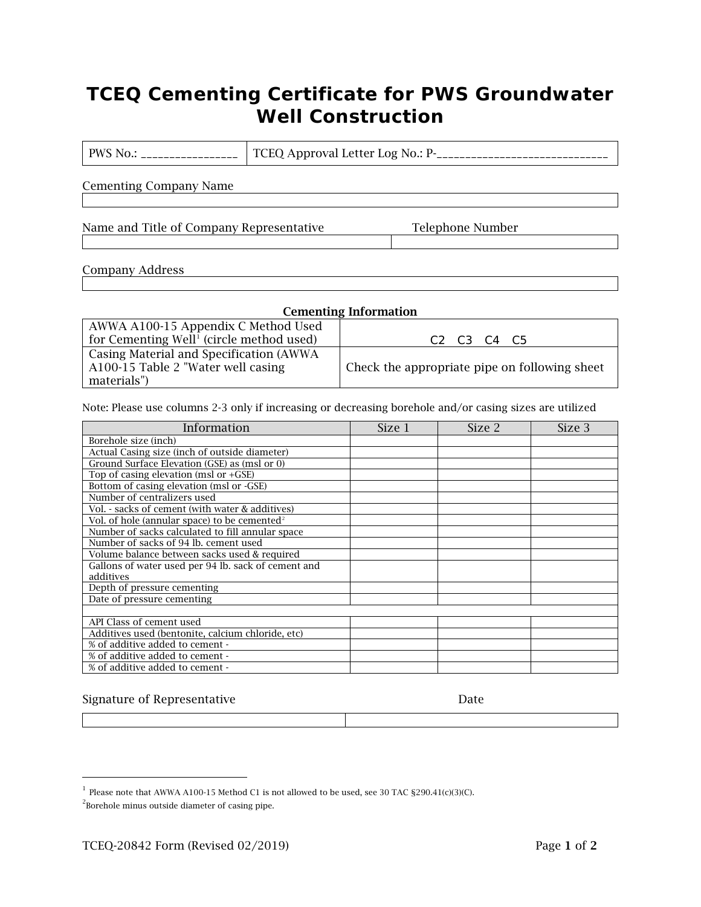# TCEQ Cementing Certificate for PWS Groundwater Well Construction

| PWS No.: ________________ | TCEQ Approval Letter Log No.: P-______________________________ |
|---|---|

Cementing Company Name

| |
|---|

| Name and Title of Company Representative | Telephone Number |
|---|---|
| | |

Company Address

| |
|---|

**Cementing Information**

| | |
|---|---|
| AWWA A100-15 Appendix C Method Used for Cementing Well[1] (circle method used) | C2 C3 C4 C5 |
| Casing Material and Specification (AWWA A100-15 Table 2 "Water well casing materials") | Check the appropriate pipe on following sheet |

Note: Please use columns 2-3 only if increasing or decreasing borehole and/or casing sizes are utilized

| Information | Size 1 | Size 2 | Size 3 |
|---|---|---|---|
| Borehole size (inch) | | | |
| Actual Casing size (inch of outside diameter) | | | |
| Ground Surface Elevation (GSE) as (msl or 0) | | | |
| Top of casing elevation (msl or +GSE) | | | |
| Bottom of casing elevation (msl or -GSE) | | | |
| Number of centralizers used | | | |
| Vol. - sacks of cement (with water & additives) | | | |
| Vol. of hole (annular space) to be cemented[2] | | | |
| Number of sacks calculated to fill annular space | | | |
| Number of sacks of 94 lb. cement used | | | |
| Volume balance between sacks used & required | | | |
| Gallons of water used per 94 lb. sack of cement and additives | | | |
| Depth of pressure cementing | | | |
| Date of pressure cementing | | | |
| | | | |
| API Class of cement used | | | |
| Additives used (bentonite, calcium chloride, etc) | | | |
| % of additive added to cement - | | | |
| % of additive added to cement - | | | |
| % of additive added to cement - | | | |

| Signature of Representative | Date |
|---|---|
| | |

[1] Please note that AWWA A100-15 Method C1 is not allowed to be used, see 30 TAC §290.41(c)(3)(C).

[2] Borehole minus outside diameter of casing pipe.

TCEQ-20842 Form (Revised 02/2019)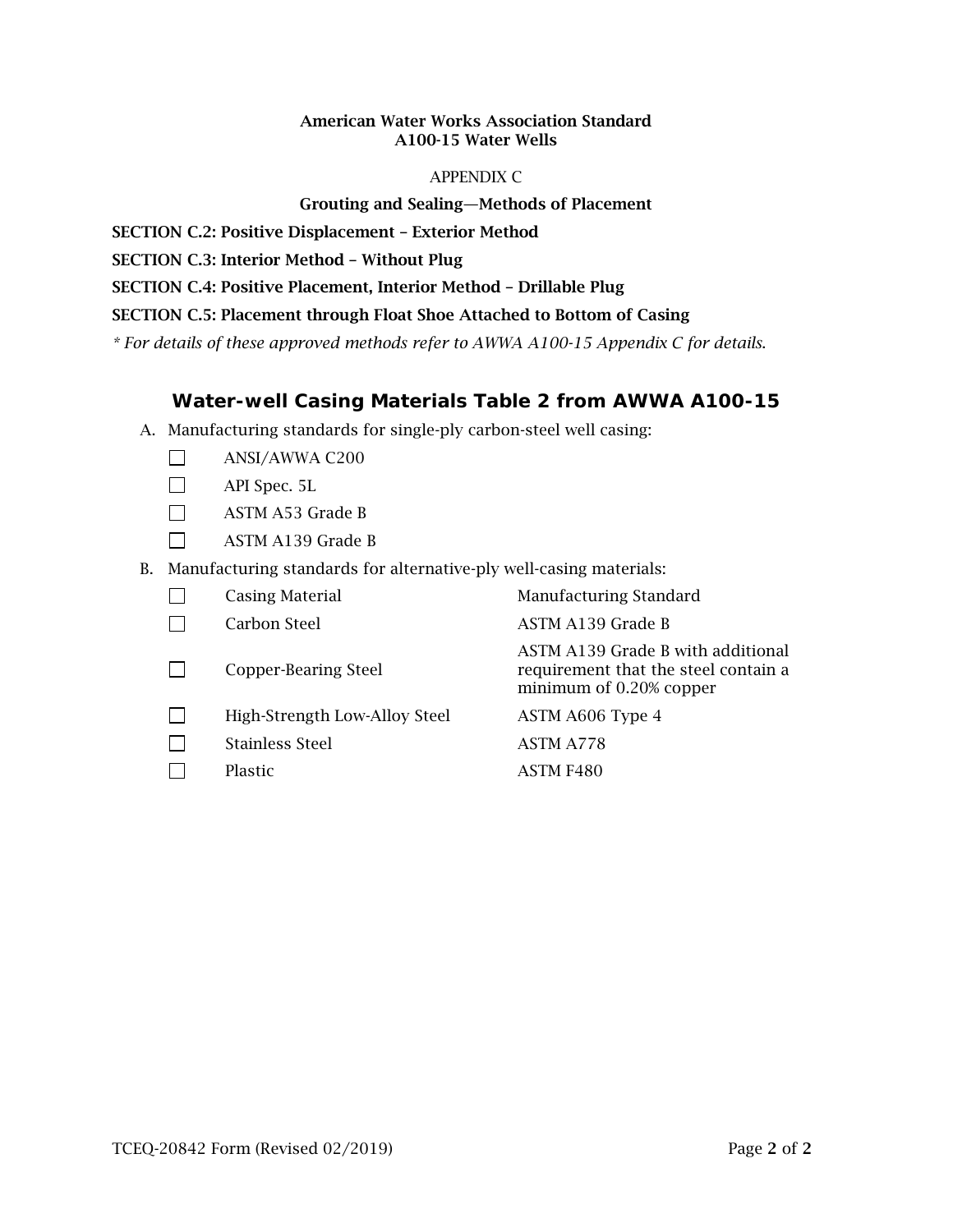**American Water Works Association Standard**
**A100-15 Water Wells**

APPENDIX C

**Grouting and Sealing—Methods of Placement**

**SECTION C.2: Positive Displacement – Exterior Method**

**SECTION C.3: Interior Method – Without Plug**

**SECTION C.4: Positive Placement, Interior Method – Drillable Plug**

**SECTION C.5: Placement through Float Shoe Attached to Bottom of Casing**

*\* For details of these approved methods refer to AWWA A100-15 Appendix C for details.*

## Water-well Casing Materials Table 2 from AWWA A100-15

A. Manufacturing standards for single-ply carbon-steel well casing:

- ☐ ANSI/AWWA C200
- ☐ API Spec. 5L
- ☐ ASTM A53 Grade B
- ☐ ASTM A139 Grade B

B. Manufacturing standards for alternative-ply well-casing materials:

| | Casing Material | Manufacturing Standard |
|---|---|---|
| ☐ | Carbon Steel | ASTM A139 Grade B |
| ☐ | Copper-Bearing Steel | ASTM A139 Grade B with additional requirement that the steel contain a minimum of 0.20% copper |
| ☐ | High-Strength Low-Alloy Steel | ASTM A606 Type 4 |
| ☐ | Stainless Steel | ASTM A778 |
| ☐ | Plastic | ASTM F480 |

TCEQ-20842 Form (Revised 02/2019)